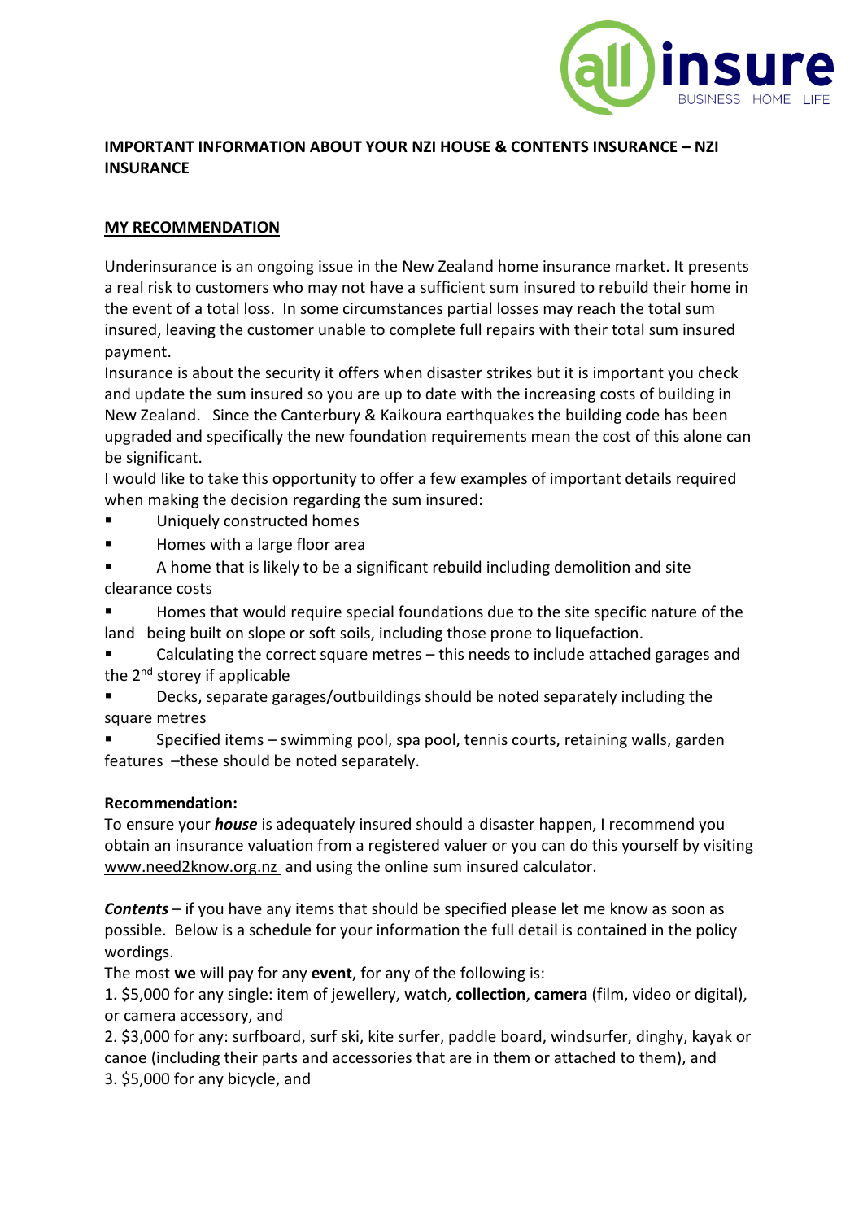## IMPORTANT INFORMATION ABOUT YOUR NZI HOUSE & CONTENTS INSURANCE – NZI INSURANCE

### MY RECOMMENDATION

Underinsurance is an ongoing issue in the New Zealand home insurance market. It presents a real risk to customers who may not have a sufficient sum insured to rebuild their home in the event of a total loss. In some circumstances partial losses may reach the total sum insured, leaving the customer unable to complete full repairs with their total sum insured payment.

Insurance is about the security it offers when disaster strikes but it is important you check and update the sum insured so you are up to date with the increasing costs of building in New Zealand. Since the Canterbury & Kaikoura earthquakes the building code has been upgraded and specifically the new foundation requirements mean the cost of this alone can be significant.

I would like to take this opportunity to offer a few examples of important details required when making the decision regarding the sum insured:

- Uniquely constructed homes
- Homes with a large floor area
- A home that is likely to be a significant rebuild including demolition and site clearance costs
- Homes that would require special foundations due to the site specific nature of the land being built on slope or soft soils, including those prone to liquefaction.
- Calculating the correct square metres – this needs to include attached garages and the 2nd storey if applicable
- Decks, separate garages/outbuildings should be noted separately including the square metres
- Specified items – swimming pool, spa pool, tennis courts, retaining walls, garden features –these should be noted separately.

**Recommendation:**
To ensure your ***house*** is adequately insured should a disaster happen, I recommend you obtain an insurance valuation from a registered valuer or you can do this yourself by visiting www.need2know.org.nz and using the online sum insured calculator.

***Contents*** – if you have any items that should be specified please let me know as soon as possible. Below is a schedule for your information the full detail is contained in the policy wordings.

The most **we** will pay for any **event**, for any of the following is:

1. $5,000 for any single: item of jewellery, watch, **collection**, **camera** (film, video or digital), or camera accessory, and
2. $3,000 for any: surfboard, surf ski, kite surfer, paddle board, windsurfer, dinghy, kayak or canoe (including their parts and accessories that are in them or attached to them), and
3. $5,000 for any bicycle, and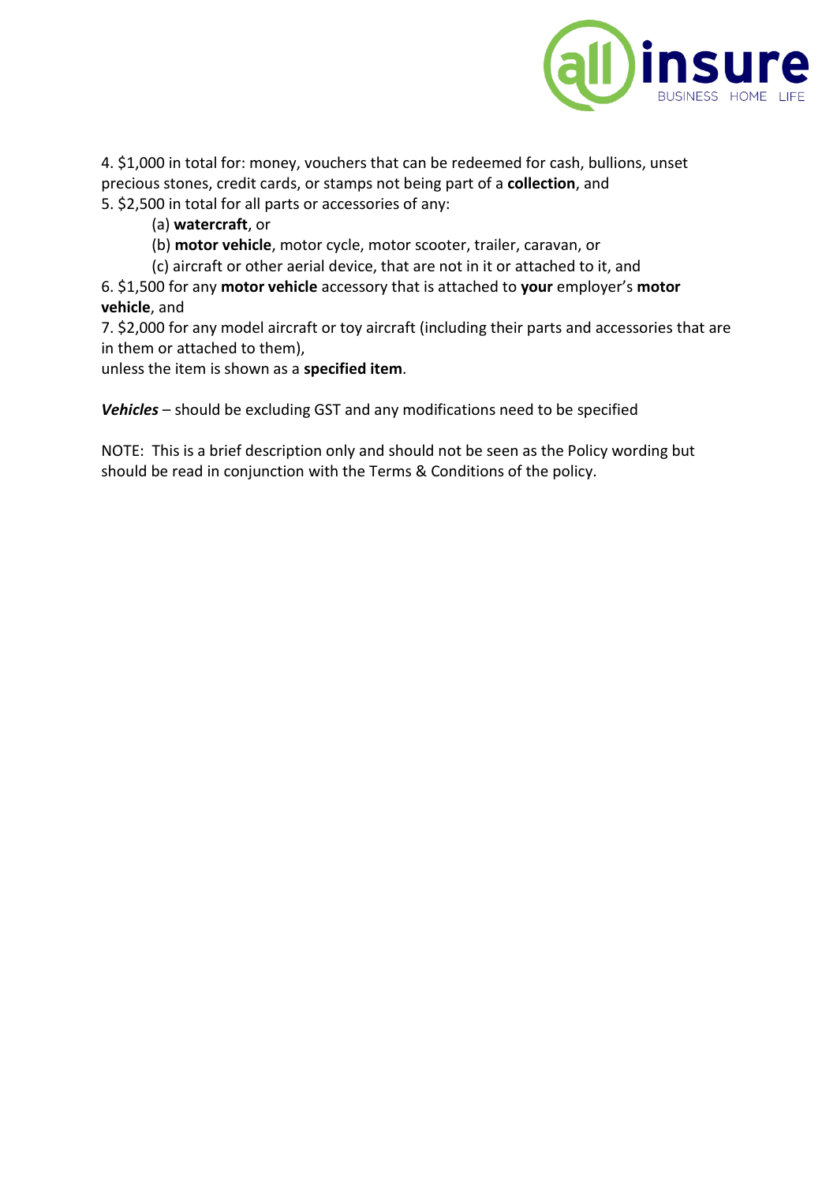4. $1,000 in total for: money, vouchers that can be redeemed for cash, bullions, unset precious stones, credit cards, or stamps not being part of a **collection**, and

5. $2,500 in total for all parts or accessories of any:

    (a) **watercraft**, or

    (b) **motor vehicle**, motor cycle, motor scooter, trailer, caravan, or

    (c) aircraft or other aerial device, that are not in it or attached to it, and

6. $1,500 for any **motor vehicle** accessory that is attached to **your** employer's **motor vehicle**, and

7. $2,000 for any model aircraft or toy aircraft (including their parts and accessories that are in them or attached to them),

unless the item is shown as a **specified item**.

***Vehicles*** – should be excluding GST and any modifications need to be specified

NOTE: This is a brief description only and should not be seen as the Policy wording but should be read in conjunction with the Terms & Conditions of the policy.